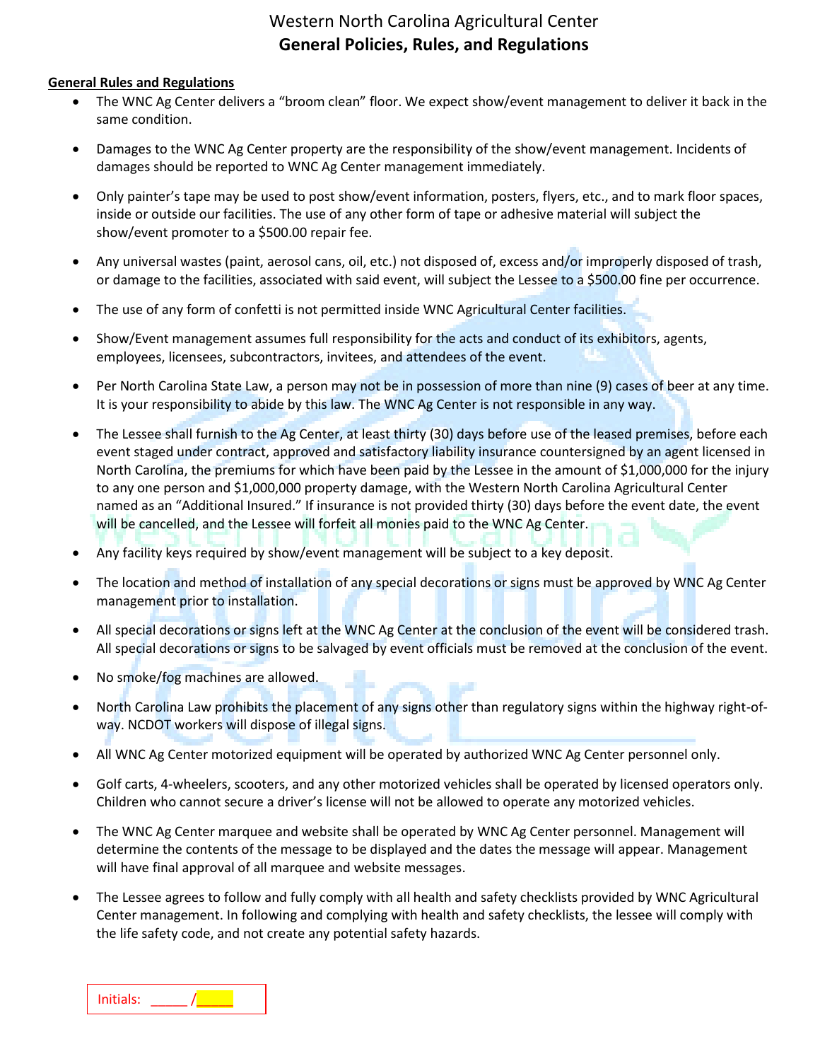# Western North Carolina Agricultural Center
## General Policies, Rules, and Regulations

**General Rules and Regulations**

- The WNC Ag Center delivers a "broom clean" floor. We expect show/event management to deliver it back in the same condition.
- Damages to the WNC Ag Center property are the responsibility of the show/event management. Incidents of damages should be reported to WNC Ag Center management immediately.
- Only painter's tape may be used to post show/event information, posters, flyers, etc., and to mark floor spaces, inside or outside our facilities. The use of any other form of tape or adhesive material will subject the show/event promoter to a $500.00 repair fee.
- Any universal wastes (paint, aerosol cans, oil, etc.) not disposed of, excess and/or improperly disposed of trash, or damage to the facilities, associated with said event, will subject the Lessee to a $500.00 fine per occurrence.
- The use of any form of confetti is not permitted inside WNC Agricultural Center facilities.
- Show/Event management assumes full responsibility for the acts and conduct of its exhibitors, agents, employees, licensees, subcontractors, invitees, and attendees of the event.
- Per North Carolina State Law, a person may not be in possession of more than nine (9) cases of beer at any time. It is your responsibility to abide by this law. The WNC Ag Center is not responsible in any way.
- The Lessee shall furnish to the Ag Center, at least thirty (30) days before use of the leased premises, before each event staged under contract, approved and satisfactory liability insurance countersigned by an agent licensed in North Carolina, the premiums for which have been paid by the Lessee in the amount of $1,000,000 for the injury to any one person and $1,000,000 property damage, with the Western North Carolina Agricultural Center named as an "Additional Insured." If insurance is not provided thirty (30) days before the event date, the event will be cancelled, and the Lessee will forfeit all monies paid to the WNC Ag Center.
- Any facility keys required by show/event management will be subject to a key deposit.
- The location and method of installation of any special decorations or signs must be approved by WNC Ag Center management prior to installation.
- All special decorations or signs left at the WNC Ag Center at the conclusion of the event will be considered trash. All special decorations or signs to be salvaged by event officials must be removed at the conclusion of the event.
- No smoke/fog machines are allowed.
- North Carolina Law prohibits the placement of any signs other than regulatory signs within the highway right-of-way. NCDOT workers will dispose of illegal signs.
- All WNC Ag Center motorized equipment will be operated by authorized WNC Ag Center personnel only.
- Golf carts, 4-wheelers, scooters, and any other motorized vehicles shall be operated by licensed operators only. Children who cannot secure a driver's license will not be allowed to operate any motorized vehicles.
- The WNC Ag Center marquee and website shall be operated by WNC Ag Center personnel. Management will determine the contents of the message to be displayed and the dates the message will appear. Management will have final approval of all marquee and website messages.
- The Lessee agrees to follow and fully comply with all health and safety checklists provided by WNC Agricultural Center management. In following and complying with health and safety checklists, the lessee will comply with the life safety code, and not create any potential safety hazards.

Initials: _____ /_____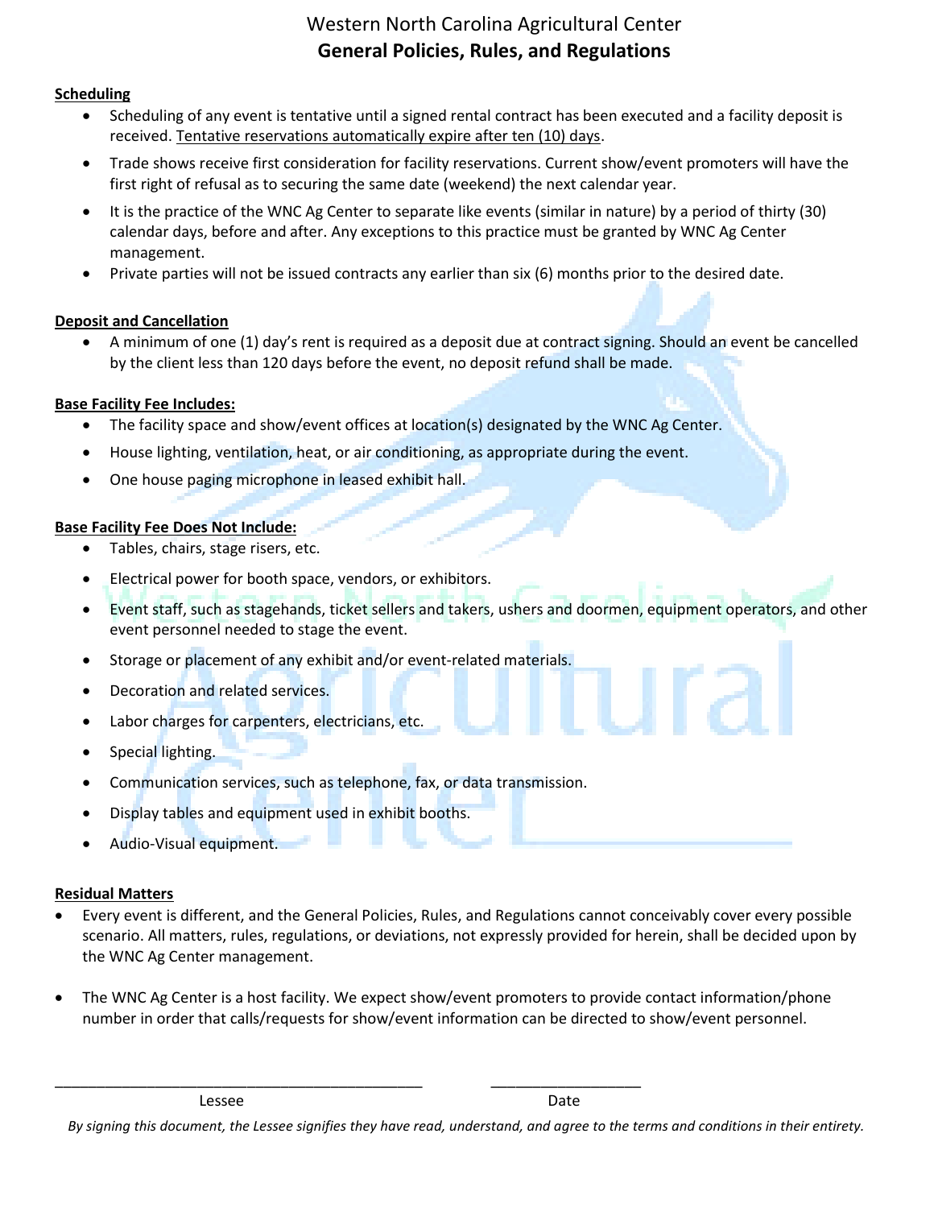# Western North Carolina Agricultural Center
## General Policies, Rules, and Regulations

**Scheduling**

- Scheduling of any event is tentative until a signed rental contract has been executed and a facility deposit is received. Tentative reservations automatically expire after ten (10) days.
- Trade shows receive first consideration for facility reservations. Current show/event promoters will have the first right of refusal as to securing the same date (weekend) the next calendar year.
- It is the practice of the WNC Ag Center to separate like events (similar in nature) by a period of thirty (30) calendar days, before and after. Any exceptions to this practice must be granted by WNC Ag Center management.
- Private parties will not be issued contracts any earlier than six (6) months prior to the desired date.

**Deposit and Cancellation**

- A minimum of one (1) day's rent is required as a deposit due at contract signing. Should an event be cancelled by the client less than 120 days before the event, no deposit refund shall be made.

**Base Facility Fee Includes:**

- The facility space and show/event offices at location(s) designated by the WNC Ag Center.
- House lighting, ventilation, heat, or air conditioning, as appropriate during the event.
- One house paging microphone in leased exhibit hall.

**Base Facility Fee Does Not Include:**

- Tables, chairs, stage risers, etc.
- Electrical power for booth space, vendors, or exhibitors.
- Event staff, such as stagehands, ticket sellers and takers, ushers and doormen, equipment operators, and other event personnel needed to stage the event.
- Storage or placement of any exhibit and/or event-related materials.
- Decoration and related services.
- Labor charges for carpenters, electricians, etc.
- Special lighting.
- Communication services, such as telephone, fax, or data transmission.
- Display tables and equipment used in exhibit booths.
- Audio-Visual equipment.

**Residual Matters**

- Every event is different, and the General Policies, Rules, and Regulations cannot conceivably cover every possible scenario. All matters, rules, regulations, or deviations, not expressly provided for herein, shall be decided upon by the WNC Ag Center management.
- The WNC Ag Center is a host facility. We expect show/event promoters to provide contact information/phone number in order that calls/requests for show/event information can be directed to show/event personnel.

______________________________________________ ___________________

Lessee Date

*By signing this document, the Lessee signifies they have read, understand, and agree to the terms and conditions in their entirety.*